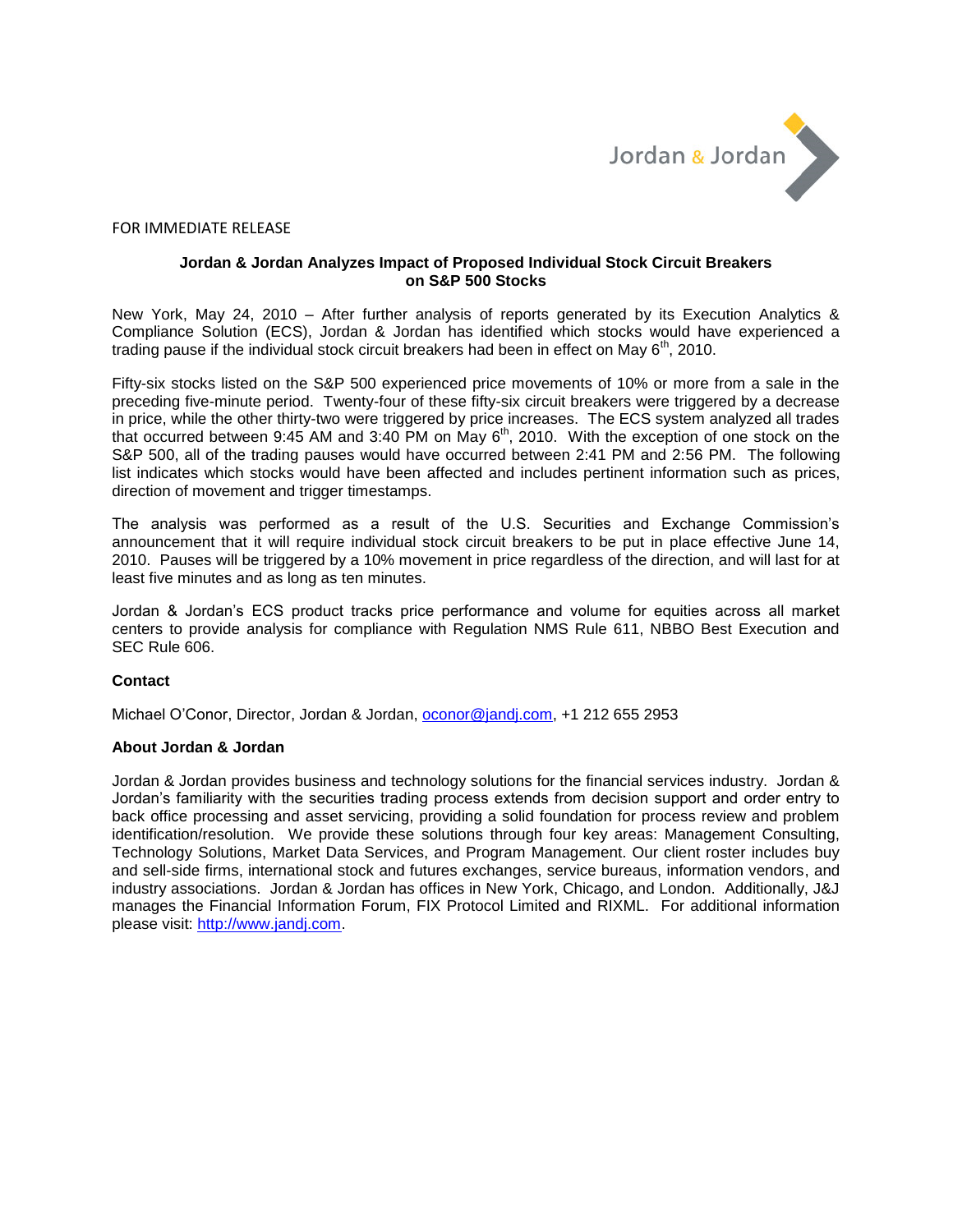FOR IMMEDIATE RELEASE

**Jordan & Jordan Analyzes Impact of Proposed Individual Stock Circuit Breakers on S&P 500 Stocks**

New York, May 24, 2010 – After further analysis of reports generated by its Execution Analytics & Compliance Solution (ECS), Jordan & Jordan has identified which stocks would have experienced a trading pause if the individual stock circuit breakers had been in effect on May 6th, 2010.

Fifty-six stocks listed on the S&P 500 experienced price movements of 10% or more from a sale in the preceding five-minute period. Twenty-four of these fifty-six circuit breakers were triggered by a decrease in price, while the other thirty-two were triggered by price increases. The ECS system analyzed all trades that occurred between 9:45 AM and 3:40 PM on May 6th, 2010. With the exception of one stock on the S&P 500, all of the trading pauses would have occurred between 2:41 PM and 2:56 PM. The following list indicates which stocks would have been affected and includes pertinent information such as prices, direction of movement and trigger timestamps.

The analysis was performed as a result of the U.S. Securities and Exchange Commission's announcement that it will require individual stock circuit breakers to be put in place effective June 14, 2010. Pauses will be triggered by a 10% movement in price regardless of the direction, and will last for at least five minutes and as long as ten minutes.

Jordan & Jordan's ECS product tracks price performance and volume for equities across all market centers to provide analysis for compliance with Regulation NMS Rule 611, NBBO Best Execution and SEC Rule 606.

**Contact**

Michael O'Conor, Director, Jordan & Jordan, oconor@jandj.com, +1 212 655 2953

**About Jordan & Jordan**

Jordan & Jordan provides business and technology solutions for the financial services industry. Jordan & Jordan's familiarity with the securities trading process extends from decision support and order entry to back office processing and asset servicing, providing a solid foundation for process review and problem identification/resolution. We provide these solutions through four key areas: Management Consulting, Technology Solutions, Market Data Services, and Program Management. Our client roster includes buy and sell-side firms, international stock and futures exchanges, service bureaus, information vendors, and industry associations. Jordan & Jordan has offices in New York, Chicago, and London. Additionally, J&J manages the Financial Information Forum, FIX Protocol Limited and RIXML. For additional information please visit: http://www.jandj.com.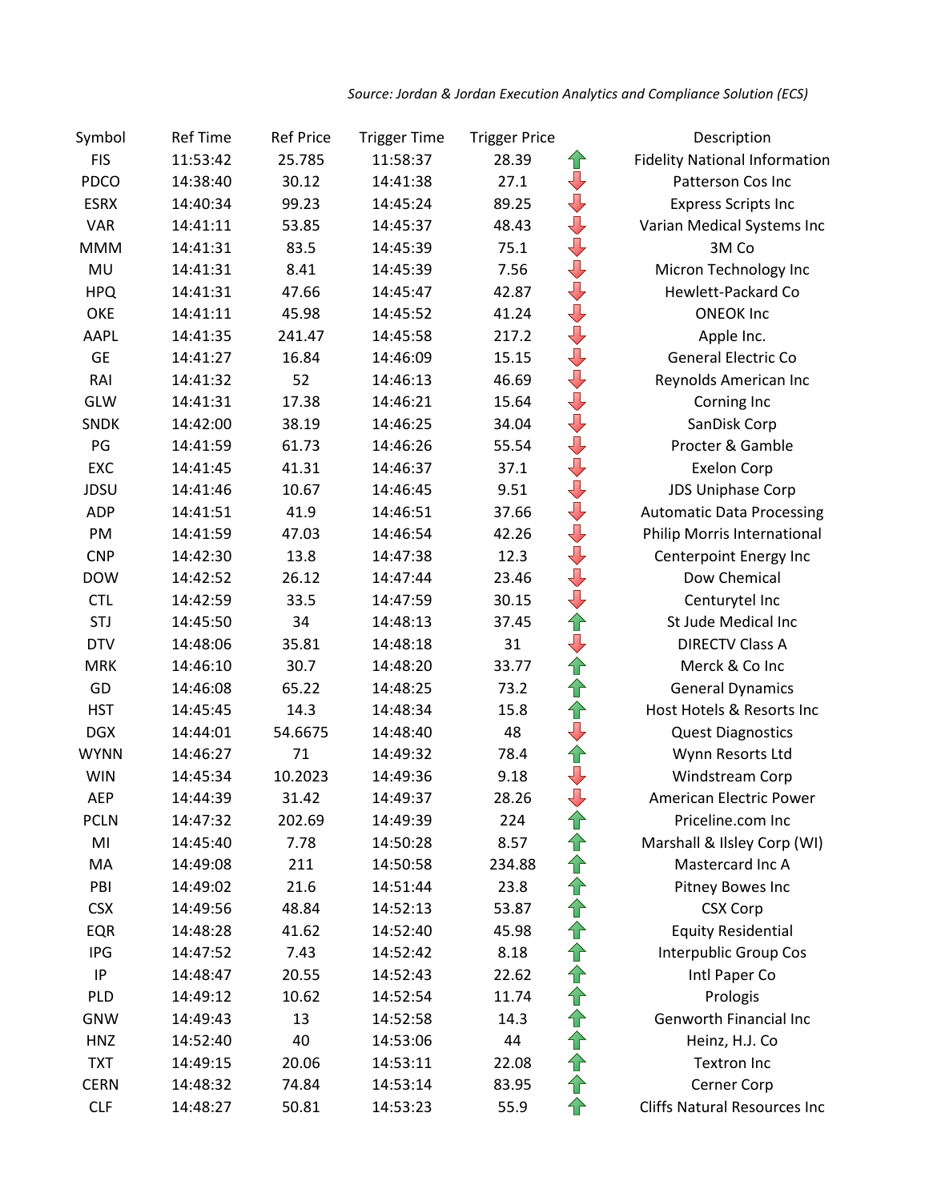*Source: Jordan & Jordan Execution Analytics and Compliance Solution (ECS)*

| Symbol | Ref Time | Ref Price | Trigger Time | Trigger Price | | Description |
|---|---|---|---|---|---|---|
| FIS | 11:53:42 | 25.785 | 11:58:37 | 28.39 | ↑ | Fidelity National Information |
| PDCO | 14:38:40 | 30.12 | 14:41:38 | 27.1 | ↓ | Patterson Cos Inc |
| ESRX | 14:40:34 | 99.23 | 14:45:24 | 89.25 | ↓ | Express Scripts Inc |
| VAR | 14:41:11 | 53.85 | 14:45:37 | 48.43 | ↓ | Varian Medical Systems Inc |
| MMM | 14:41:31 | 83.5 | 14:45:39 | 75.1 | ↓ | 3M Co |
| MU | 14:41:31 | 8.41 | 14:45:39 | 7.56 | ↓ | Micron Technology Inc |
| HPQ | 14:41:31 | 47.66 | 14:45:47 | 42.87 | ↓ | Hewlett-Packard Co |
| OKE | 14:41:11 | 45.98 | 14:45:52 | 41.24 | ↓ | ONEOK Inc |
| AAPL | 14:41:35 | 241.47 | 14:45:58 | 217.2 | ↓ | Apple Inc. |
| GE | 14:41:27 | 16.84 | 14:46:09 | 15.15 | ↓ | General Electric Co |
| RAI | 14:41:32 | 52 | 14:46:13 | 46.69 | ↓ | Reynolds American Inc |
| GLW | 14:41:31 | 17.38 | 14:46:21 | 15.64 | ↓ | Corning Inc |
| SNDK | 14:42:00 | 38.19 | 14:46:25 | 34.04 | ↓ | SanDisk Corp |
| PG | 14:41:59 | 61.73 | 14:46:26 | 55.54 | ↓ | Procter & Gamble |
| EXC | 14:41:45 | 41.31 | 14:46:37 | 37.1 | ↓ | Exelon Corp |
| JDSU | 14:41:46 | 10.67 | 14:46:45 | 9.51 | ↓ | JDS Uniphase Corp |
| ADP | 14:41:51 | 41.9 | 14:46:51 | 37.66 | ↓ | Automatic Data Processing |
| PM | 14:41:59 | 47.03 | 14:46:54 | 42.26 | ↓ | Philip Morris International |
| CNP | 14:42:30 | 13.8 | 14:47:38 | 12.3 | ↓ | Centerpoint Energy Inc |
| DOW | 14:42:52 | 26.12 | 14:47:44 | 23.46 | ↓ | Dow Chemical |
| CTL | 14:42:59 | 33.5 | 14:47:59 | 30.15 | ↓ | Centurytel Inc |
| STJ | 14:45:50 | 34 | 14:48:13 | 37.45 | ↑ | St Jude Medical Inc |
| DTV | 14:48:06 | 35.81 | 14:48:18 | 31 | ↓ | DIRECTV Class A |
| MRK | 14:46:10 | 30.7 | 14:48:20 | 33.77 | ↑ | Merck & Co Inc |
| GD | 14:46:08 | 65.22 | 14:48:25 | 73.2 | ↑ | General Dynamics |
| HST | 14:45:45 | 14.3 | 14:48:34 | 15.8 | ↑ | Host Hotels & Resorts Inc |
| DGX | 14:44:01 | 54.6675 | 14:48:40 | 48 | ↓ | Quest Diagnostics |
| WYNN | 14:46:27 | 71 | 14:49:32 | 78.4 | ↑ | Wynn Resorts Ltd |
| WIN | 14:45:34 | 10.2023 | 14:49:36 | 9.18 | ↓ | Windstream Corp |
| AEP | 14:44:39 | 31.42 | 14:49:37 | 28.26 | ↓ | American Electric Power |
| PCLN | 14:47:32 | 202.69 | 14:49:39 | 224 | ↑ | Priceline.com Inc |
| MI | 14:45:40 | 7.78 | 14:50:28 | 8.57 | ↑ | Marshall & Ilsley Corp (WI) |
| MA | 14:49:08 | 211 | 14:50:58 | 234.88 | ↑ | Mastercard Inc A |
| PBI | 14:49:02 | 21.6 | 14:51:44 | 23.8 | ↑ | Pitney Bowes Inc |
| CSX | 14:49:56 | 48.84 | 14:52:13 | 53.87 | ↑ | CSX Corp |
| EQR | 14:48:28 | 41.62 | 14:52:40 | 45.98 | ↑ | Equity Residential |
| IPG | 14:47:52 | 7.43 | 14:52:42 | 8.18 | ↑ | Interpublic Group Cos |
| IP | 14:48:47 | 20.55 | 14:52:43 | 22.62 | ↑ | Intl Paper Co |
| PLD | 14:49:12 | 10.62 | 14:52:54 | 11.74 | ↑ | Prologis |
| GNW | 14:49:43 | 13 | 14:52:58 | 14.3 | ↑ | Genworth Financial Inc |
| HNZ | 14:52:40 | 40 | 14:53:06 | 44 | ↑ | Heinz, H.J. Co |
| TXT | 14:49:15 | 20.06 | 14:53:11 | 22.08 | ↑ | Textron Inc |
| CERN | 14:48:32 | 74.84 | 14:53:14 | 83.95 | ↑ | Cerner Corp |
| CLF | 14:48:27 | 50.81 | 14:53:23 | 55.9 | ↑ | Cliffs Natural Resources Inc |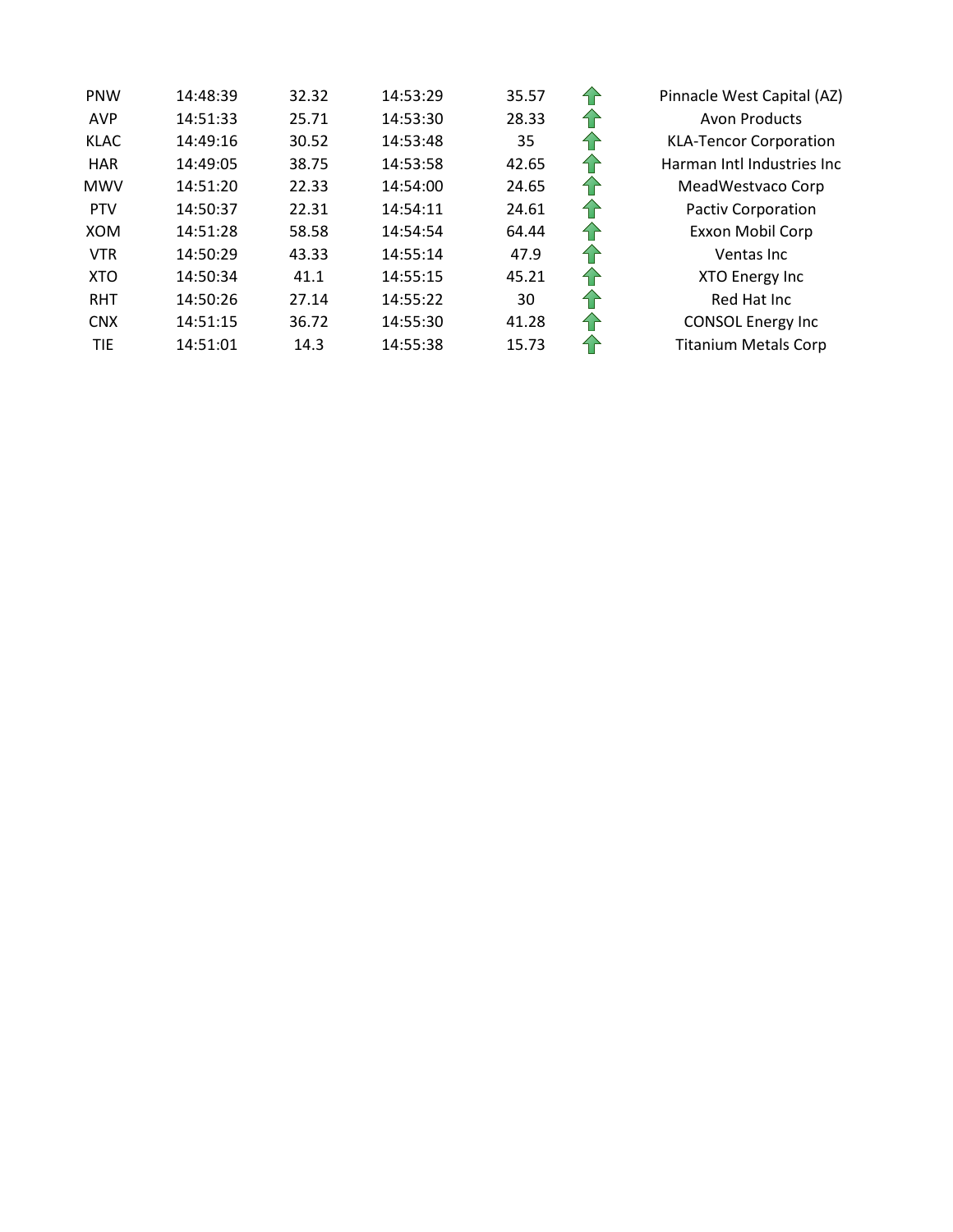| | | | | | | |
|---|---|---|---|---|---|---|
| PNW | 14:48:39 | 32.32 | 14:53:29 | 35.57 | ↑ | Pinnacle West Capital (AZ) |
| AVP | 14:51:33 | 25.71 | 14:53:30 | 28.33 | ↑ | Avon Products |
| KLAC | 14:49:16 | 30.52 | 14:53:48 | 35 | ↑ | KLA-Tencor Corporation |
| HAR | 14:49:05 | 38.75 | 14:53:58 | 42.65 | ↑ | Harman Intl Industries Inc |
| MWV | 14:51:20 | 22.33 | 14:54:00 | 24.65 | ↑ | MeadWestvaco Corp |
| PTV | 14:50:37 | 22.31 | 14:54:11 | 24.61 | ↑ | Pactiv Corporation |
| XOM | 14:51:28 | 58.58 | 14:54:54 | 64.44 | ↑ | Exxon Mobil Corp |
| VTR | 14:50:29 | 43.33 | 14:55:14 | 47.9 | ↑ | Ventas Inc |
| XTO | 14:50:34 | 41.1 | 14:55:15 | 45.21 | ↑ | XTO Energy Inc |
| RHT | 14:50:26 | 27.14 | 14:55:22 | 30 | ↑ | Red Hat Inc |
| CNX | 14:51:15 | 36.72 | 14:55:30 | 41.28 | ↑ | CONSOL Energy Inc |
| TIE | 14:51:01 | 14.3 | 14:55:38 | 15.73 | ↑ | Titanium Metals Corp |